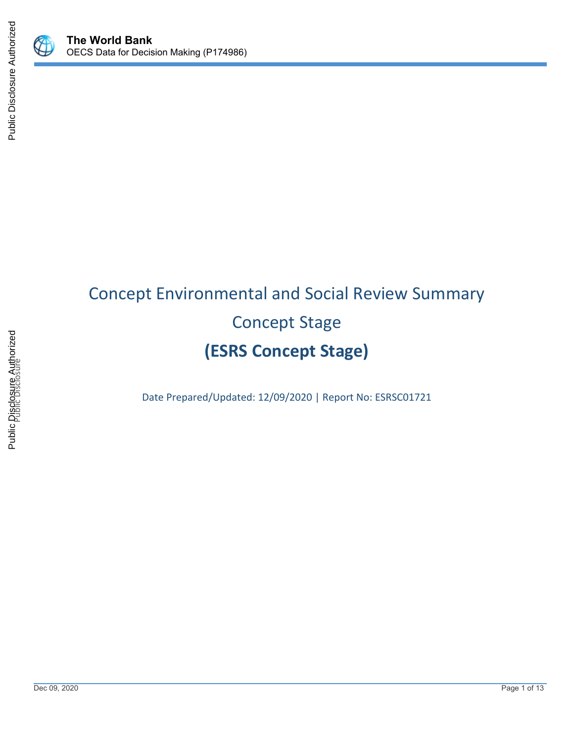# Concept Environmental and Social Review Summary

## Concept Stage

## (ESRS Concept Stage)

Date Prepared/Updated: 12/09/2020 | Report No: ESRSC01721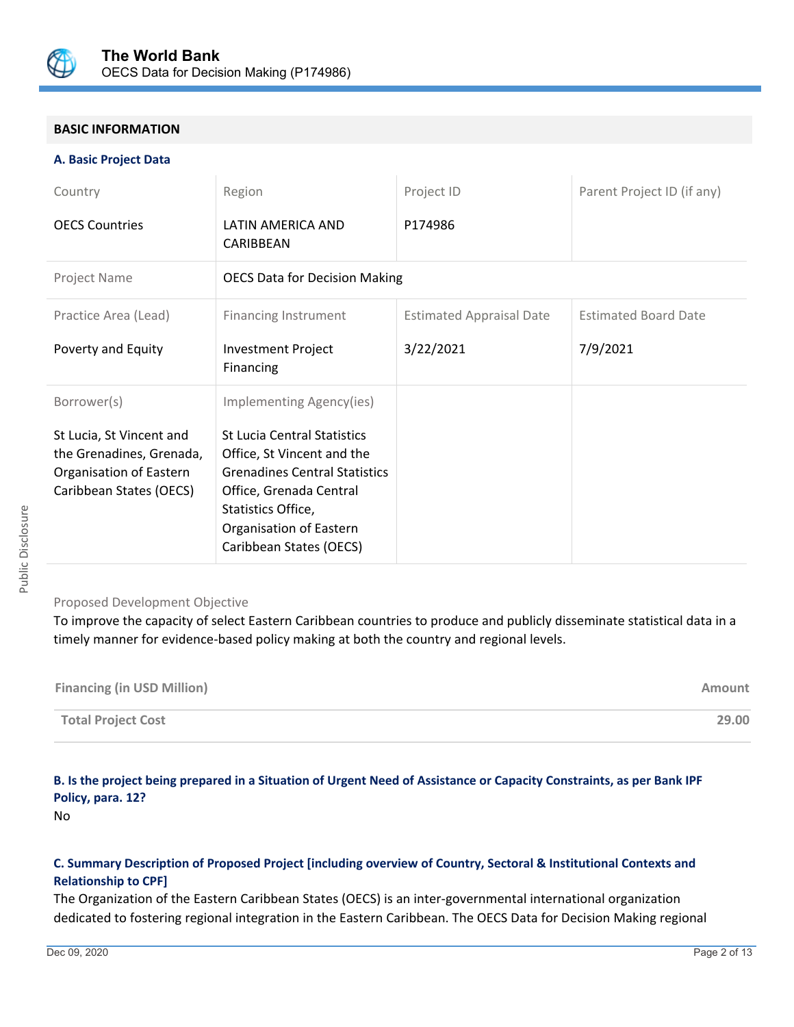## BASIC INFORMATION

### A. Basic Project Data

| Country | Region | Project ID | Parent Project ID (if any) |
|---|---|---|---|
| OECS Countries | LATIN AMERICA AND CARIBBEAN | P174986 | |
| Project Name | OECS Data for Decision Making | | |
| Practice Area (Lead) | Financing Instrument | Estimated Appraisal Date | Estimated Board Date |
| Poverty and Equity | Investment Project Financing | 3/22/2021 | 7/9/2021 |
| Borrower(s) | Implementing Agency(ies) | | |
| St Lucia, St Vincent and the Grenadines, Grenada, Organisation of Eastern Caribbean States (OECS) | St Lucia Central Statistics Office, St Vincent and the Grenadines Central Statistics Office, Grenada Central Statistics Office, Organisation of Eastern Caribbean States (OECS) | | |

Proposed Development Objective

To improve the capacity of select Eastern Caribbean countries to produce and publicly disseminate statistical data in a timely manner for evidence-based policy making at both the country and regional levels.

| Financing (in USD Million) | Amount |
|---|---|
| **Total Project Cost** | **29.00** |

### B. Is the project being prepared in a Situation of Urgent Need of Assistance or Capacity Constraints, as per Bank IPF Policy, para. 12?

No

### C. Summary Description of Proposed Project [including overview of Country, Sectoral & Institutional Contexts and Relationship to CPF]

The Organization of the Eastern Caribbean States (OECS) is an inter-governmental international organization dedicated to fostering regional integration in the Eastern Caribbean. The OECS Data for Decision Making regional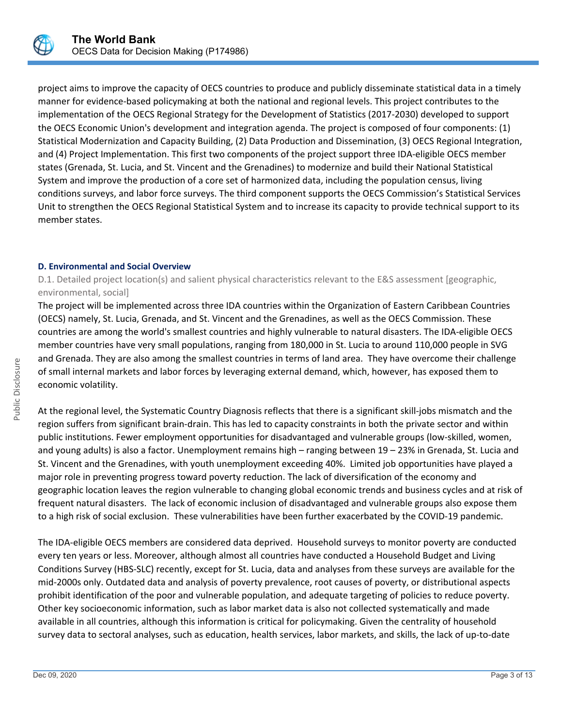project aims to improve the capacity of OECS countries to produce and publicly disseminate statistical data in a timely manner for evidence-based policymaking at both the national and regional levels. This project contributes to the implementation of the OECS Regional Strategy for the Development of Statistics (2017-2030) developed to support the OECS Economic Union's development and integration agenda. The project is composed of four components: (1) Statistical Modernization and Capacity Building, (2) Data Production and Dissemination, (3) OECS Regional Integration, and (4) Project Implementation. This first two components of the project support three IDA-eligible OECS member states (Grenada, St. Lucia, and St. Vincent and the Grenadines) to modernize and build their National Statistical System and improve the production of a core set of harmonized data, including the population census, living conditions surveys, and labor force surveys. The third component supports the OECS Commission's Statistical Services Unit to strengthen the OECS Regional Statistical System and to increase its capacity to provide technical support to its member states.

### D. Environmental and Social Overview

D.1. Detailed project location(s) and salient physical characteristics relevant to the E&S assessment [geographic, environmental, social]

The project will be implemented across three IDA countries within the Organization of Eastern Caribbean Countries (OECS) namely, St. Lucia, Grenada, and St. Vincent and the Grenadines, as well as the OECS Commission. These countries are among the world's smallest countries and highly vulnerable to natural disasters. The IDA-eligible OECS member countries have very small populations, ranging from 180,000 in St. Lucia to around 110,000 people in SVG and Grenada. They are also among the smallest countries in terms of land area. They have overcome their challenge of small internal markets and labor forces by leveraging external demand, which, however, has exposed them to economic volatility.

At the regional level, the Systematic Country Diagnosis reflects that there is a significant skill-jobs mismatch and the region suffers from significant brain-drain. This has led to capacity constraints in both the private sector and within public institutions. Fewer employment opportunities for disadvantaged and vulnerable groups (low-skilled, women, and young adults) is also a factor. Unemployment remains high – ranging between 19 – 23% in Grenada, St. Lucia and St. Vincent and the Grenadines, with youth unemployment exceeding 40%. Limited job opportunities have played a major role in preventing progress toward poverty reduction. The lack of diversification of the economy and geographic location leaves the region vulnerable to changing global economic trends and business cycles and at risk of frequent natural disasters. The lack of economic inclusion of disadvantaged and vulnerable groups also expose them to a high risk of social exclusion. These vulnerabilities have been further exacerbated by the COVID-19 pandemic.

The IDA-eligible OECS members are considered data deprived. Household surveys to monitor poverty are conducted every ten years or less. Moreover, although almost all countries have conducted a Household Budget and Living Conditions Survey (HBS-SLC) recently, except for St. Lucia, data and analyses from these surveys are available for the mid-2000s only. Outdated data and analysis of poverty prevalence, root causes of poverty, or distributional aspects prohibit identification of the poor and vulnerable population, and adequate targeting of policies to reduce poverty. Other key socioeconomic information, such as labor market data is also not collected systematically and made available in all countries, although this information is critical for policymaking. Given the centrality of household survey data to sectoral analyses, such as education, health services, labor markets, and skills, the lack of up-to-date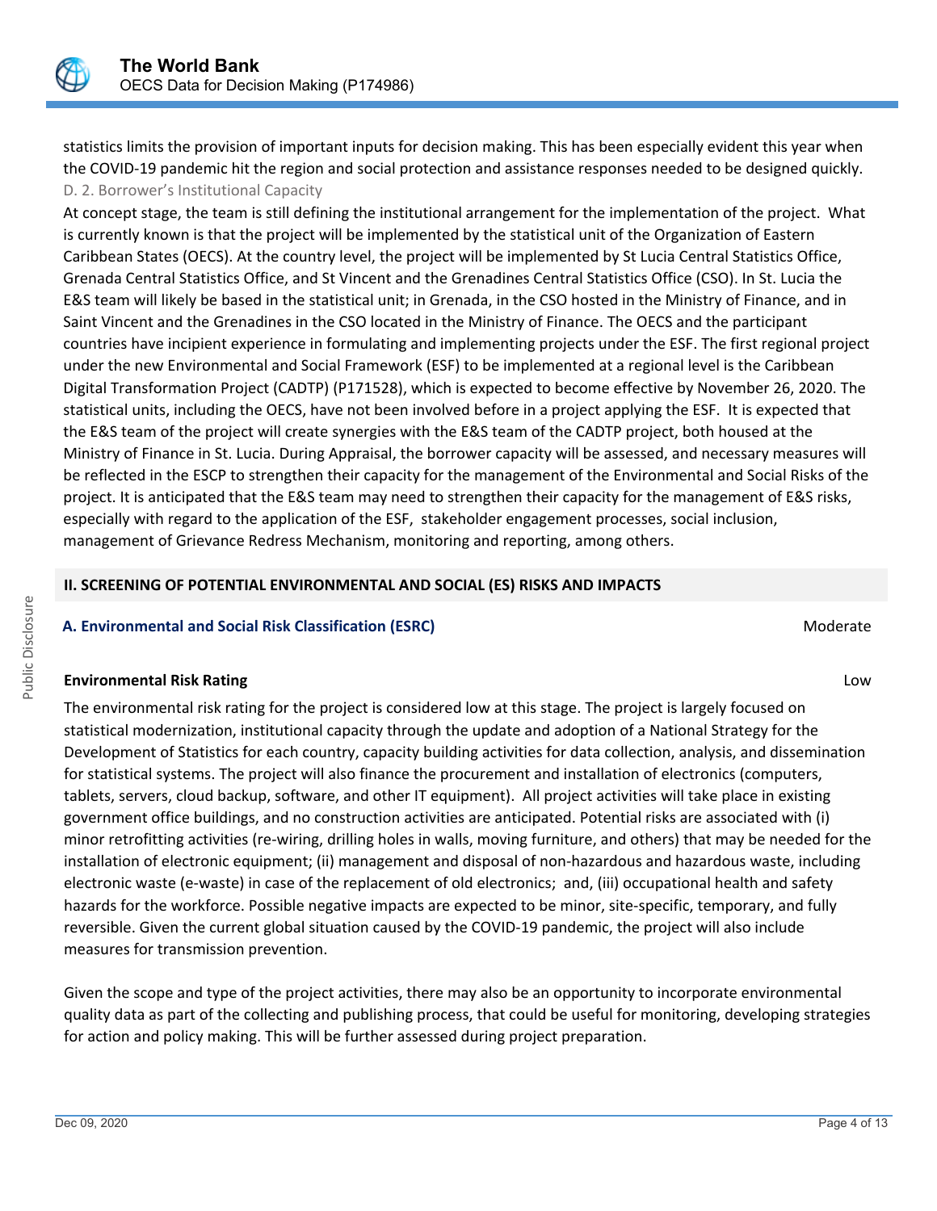statistics limits the provision of important inputs for decision making. This has been especially evident this year when the COVID-19 pandemic hit the region and social protection and assistance responses needed to be designed quickly.

D. 2. Borrower's Institutional Capacity

At concept stage, the team is still defining the institutional arrangement for the implementation of the project. What is currently known is that the project will be implemented by the statistical unit of the Organization of Eastern Caribbean States (OECS). At the country level, the project will be implemented by St Lucia Central Statistics Office, Grenada Central Statistics Office, and St Vincent and the Grenadines Central Statistics Office (CSO). In St. Lucia the E&S team will likely be based in the statistical unit; in Grenada, in the CSO hosted in the Ministry of Finance, and in Saint Vincent and the Grenadines in the CSO located in the Ministry of Finance. The OECS and the participant countries have incipient experience in formulating and implementing projects under the ESF. The first regional project under the new Environmental and Social Framework (ESF) to be implemented at a regional level is the Caribbean Digital Transformation Project (CADTP) (P171528), which is expected to become effective by November 26, 2020. The statistical units, including the OECS, have not been involved before in a project applying the ESF. It is expected that the E&S team of the project will create synergies with the E&S team of the CADTP project, both housed at the Ministry of Finance in St. Lucia. During Appraisal, the borrower capacity will be assessed, and necessary measures will be reflected in the ESCP to strengthen their capacity for the management of the Environmental and Social Risks of the project. It is anticipated that the E&S team may need to strengthen their capacity for the management of E&S risks, especially with regard to the application of the ESF, stakeholder engagement processes, social inclusion, management of Grievance Redress Mechanism, monitoring and reporting, among others.

## II. SCREENING OF POTENTIAL ENVIRONMENTAL AND SOCIAL (ES) RISKS AND IMPACTS

### A. Environmental and Social Risk Classification (ESRC) — Moderate

**Environmental Risk Rating** — Low

The environmental risk rating for the project is considered low at this stage. The project is largely focused on statistical modernization, institutional capacity through the update and adoption of a National Strategy for the Development of Statistics for each country, capacity building activities for data collection, analysis, and dissemination for statistical systems. The project will also finance the procurement and installation of electronics (computers, tablets, servers, cloud backup, software, and other IT equipment). All project activities will take place in existing government office buildings, and no construction activities are anticipated. Potential risks are associated with (i) minor retrofitting activities (re-wiring, drilling holes in walls, moving furniture, and others) that may be needed for the installation of electronic equipment; (ii) management and disposal of non-hazardous and hazardous waste, including electronic waste (e-waste) in case of the replacement of old electronics; and, (iii) occupational health and safety hazards for the workforce. Possible negative impacts are expected to be minor, site-specific, temporary, and fully reversible. Given the current global situation caused by the COVID-19 pandemic, the project will also include measures for transmission prevention.

Given the scope and type of the project activities, there may also be an opportunity to incorporate environmental quality data as part of the collecting and publishing process, that could be useful for monitoring, developing strategies for action and policy making. This will be further assessed during project preparation.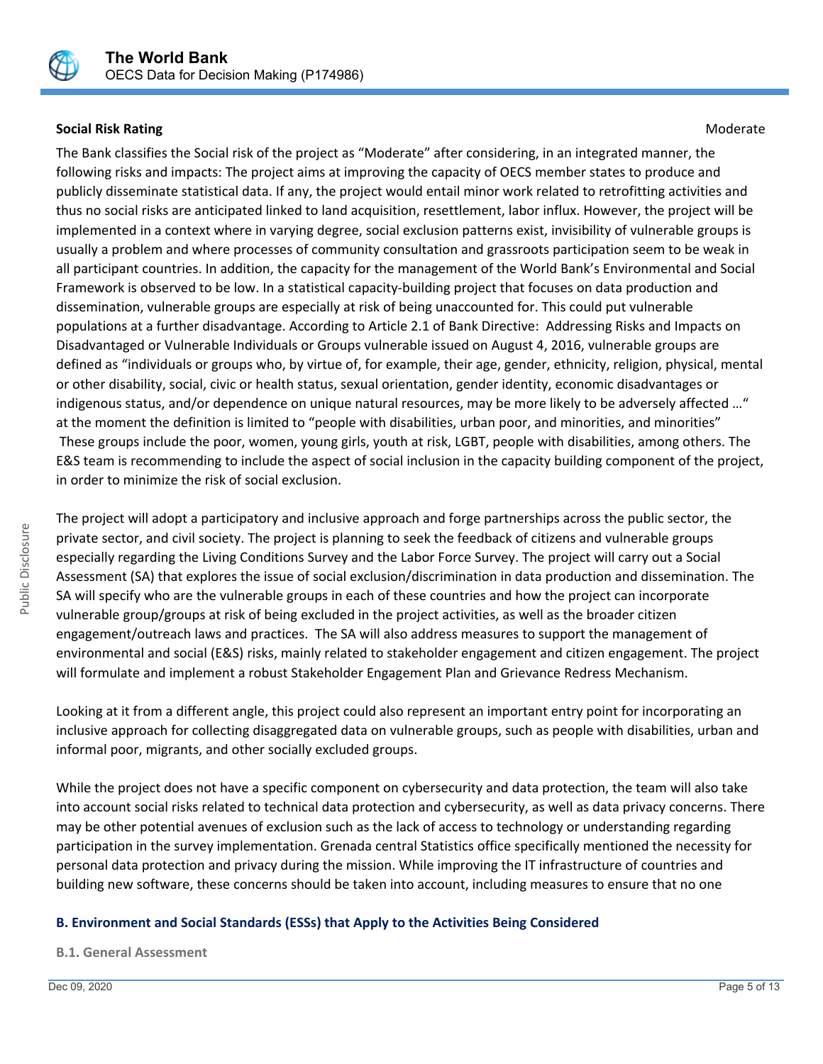**Social Risk Rating** Moderate

The Bank classifies the Social risk of the project as "Moderate" after considering, in an integrated manner, the following risks and impacts: The project aims at improving the capacity of OECS member states to produce and publicly disseminate statistical data. If any, the project would entail minor work related to retrofitting activities and thus no social risks are anticipated linked to land acquisition, resettlement, labor influx. However, the project will be implemented in a context where in varying degree, social exclusion patterns exist, invisibility of vulnerable groups is usually a problem and where processes of community consultation and grassroots participation seem to be weak in all participant countries. In addition, the capacity for the management of the World Bank's Environmental and Social Framework is observed to be low. In a statistical capacity-building project that focuses on data production and dissemination, vulnerable groups are especially at risk of being unaccounted for. This could put vulnerable populations at a further disadvantage. According to Article 2.1 of Bank Directive: Addressing Risks and Impacts on Disadvantaged or Vulnerable Individuals or Groups vulnerable issued on August 4, 2016, vulnerable groups are defined as "individuals or groups who, by virtue of, for example, their age, gender, ethnicity, religion, physical, mental or other disability, social, civic or health status, sexual orientation, gender identity, economic disadvantages or indigenous status, and/or dependence on unique natural resources, may be more likely to be adversely affected …" at the moment the definition is limited to "people with disabilities, urban poor, and minorities, and minorities" These groups include the poor, women, young girls, youth at risk, LGBT, people with disabilities, among others. The E&S team is recommending to include the aspect of social inclusion in the capacity building component of the project, in order to minimize the risk of social exclusion.

The project will adopt a participatory and inclusive approach and forge partnerships across the public sector, the private sector, and civil society. The project is planning to seek the feedback of citizens and vulnerable groups especially regarding the Living Conditions Survey and the Labor Force Survey. The project will carry out a Social Assessment (SA) that explores the issue of social exclusion/discrimination in data production and dissemination. The SA will specify who are the vulnerable groups in each of these countries and how the project can incorporate vulnerable group/groups at risk of being excluded in the project activities, as well as the broader citizen engagement/outreach laws and practices. The SA will also address measures to support the management of environmental and social (E&S) risks, mainly related to stakeholder engagement and citizen engagement. The project will formulate and implement a robust Stakeholder Engagement Plan and Grievance Redress Mechanism.

Looking at it from a different angle, this project could also represent an important entry point for incorporating an inclusive approach for collecting disaggregated data on vulnerable groups, such as people with disabilities, urban and informal poor, migrants, and other socially excluded groups.

While the project does not have a specific component on cybersecurity and data protection, the team will also take into account social risks related to technical data protection and cybersecurity, as well as data privacy concerns. There may be other potential avenues of exclusion such as the lack of access to technology or understanding regarding participation in the survey implementation. Grenada central Statistics office specifically mentioned the necessity for personal data protection and privacy during the mission. While improving the IT infrastructure of countries and building new software, these concerns should be taken into account, including measures to ensure that no one

## B. Environment and Social Standards (ESSs) that Apply to the Activities Being Considered

### B.1. General Assessment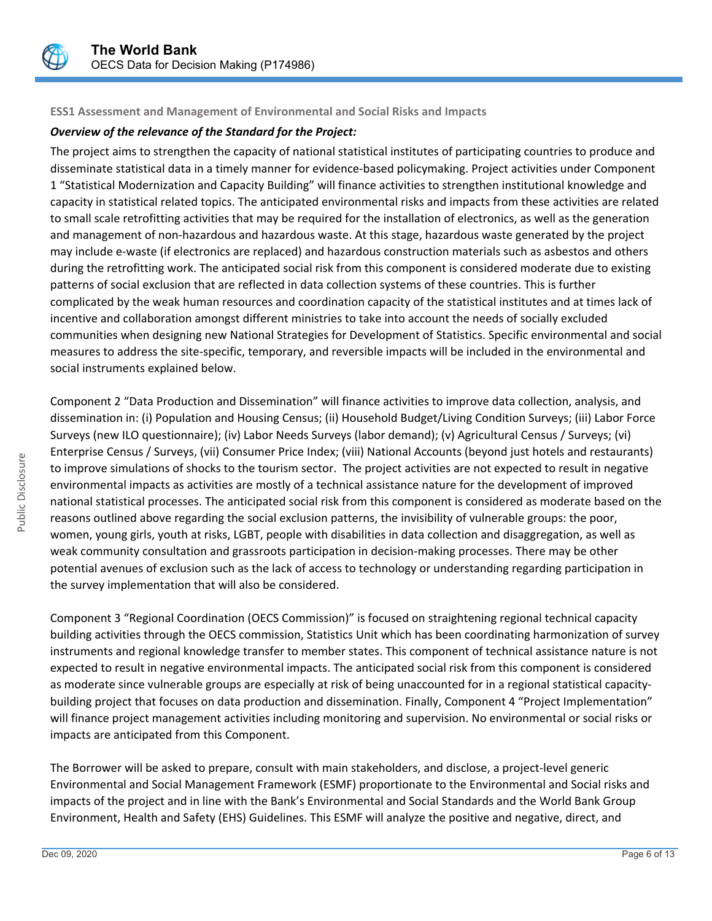**ESS1 Assessment and Management of Environmental and Social Risks and Impacts**

***Overview of the relevance of the Standard for the Project:***

The project aims to strengthen the capacity of national statistical institutes of participating countries to produce and disseminate statistical data in a timely manner for evidence-based policymaking. Project activities under Component 1 "Statistical Modernization and Capacity Building" will finance activities to strengthen institutional knowledge and capacity in statistical related topics. The anticipated environmental risks and impacts from these activities are related to small scale retrofitting activities that may be required for the installation of electronics, as well as the generation and management of non-hazardous and hazardous waste. At this stage, hazardous waste generated by the project may include e-waste (if electronics are replaced) and hazardous construction materials such as asbestos and others during the retrofitting work. The anticipated social risk from this component is considered moderate due to existing patterns of social exclusion that are reflected in data collection systems of these countries. This is further complicated by the weak human resources and coordination capacity of the statistical institutes and at times lack of incentive and collaboration amongst different ministries to take into account the needs of socially excluded communities when designing new National Strategies for Development of Statistics. Specific environmental and social measures to address the site-specific, temporary, and reversible impacts will be included in the environmental and social instruments explained below.

Component 2 "Data Production and Dissemination" will finance activities to improve data collection, analysis, and dissemination in: (i) Population and Housing Census; (ii) Household Budget/Living Condition Surveys; (iii) Labor Force Surveys (new ILO questionnaire); (iv) Labor Needs Surveys (labor demand); (v) Agricultural Census / Surveys; (vi) Enterprise Census / Surveys, (vii) Consumer Price Index; (viii) National Accounts (beyond just hotels and restaurants) to improve simulations of shocks to the tourism sector. The project activities are not expected to result in negative environmental impacts as activities are mostly of a technical assistance nature for the development of improved national statistical processes. The anticipated social risk from this component is considered as moderate based on the reasons outlined above regarding the social exclusion patterns, the invisibility of vulnerable groups: the poor, women, young girls, youth at risks, LGBT, people with disabilities in data collection and disaggregation, as well as weak community consultation and grassroots participation in decision-making processes. There may be other potential avenues of exclusion such as the lack of access to technology or understanding regarding participation in the survey implementation that will also be considered.

Component 3 "Regional Coordination (OECS Commission)" is focused on straightening regional technical capacity building activities through the OECS commission, Statistics Unit which has been coordinating harmonization of survey instruments and regional knowledge transfer to member states. This component of technical assistance nature is not expected to result in negative environmental impacts. The anticipated social risk from this component is considered as moderate since vulnerable groups are especially at risk of being unaccounted for in a regional statistical capacity-building project that focuses on data production and dissemination. Finally, Component 4 "Project Implementation" will finance project management activities including monitoring and supervision. No environmental or social risks or impacts are anticipated from this Component.

The Borrower will be asked to prepare, consult with main stakeholders, and disclose, a project-level generic Environmental and Social Management Framework (ESMF) proportionate to the Environmental and Social risks and impacts of the project and in line with the Bank's Environmental and Social Standards and the World Bank Group Environment, Health and Safety (EHS) Guidelines. This ESMF will analyze the positive and negative, direct, and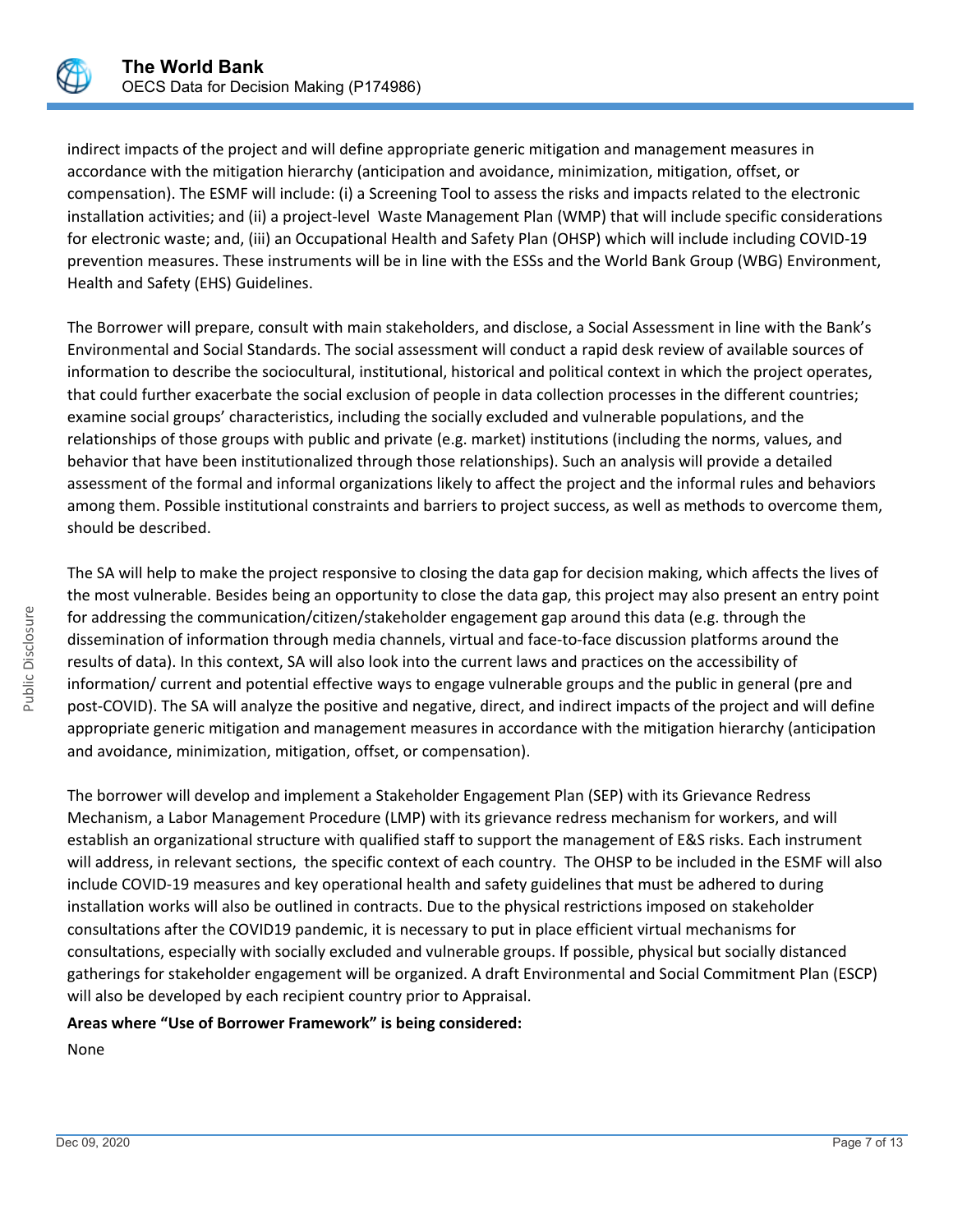indirect impacts of the project and will define appropriate generic mitigation and management measures in accordance with the mitigation hierarchy (anticipation and avoidance, minimization, mitigation, offset, or compensation). The ESMF will include: (i) a Screening Tool to assess the risks and impacts related to the electronic installation activities; and (ii) a project-level Waste Management Plan (WMP) that will include specific considerations for electronic waste; and, (iii) an Occupational Health and Safety Plan (OHSP) which will include including COVID-19 prevention measures. These instruments will be in line with the ESSs and the World Bank Group (WBG) Environment, Health and Safety (EHS) Guidelines.

The Borrower will prepare, consult with main stakeholders, and disclose, a Social Assessment in line with the Bank's Environmental and Social Standards. The social assessment will conduct a rapid desk review of available sources of information to describe the sociocultural, institutional, historical and political context in which the project operates, that could further exacerbate the social exclusion of people in data collection processes in the different countries; examine social groups' characteristics, including the socially excluded and vulnerable populations, and the relationships of those groups with public and private (e.g. market) institutions (including the norms, values, and behavior that have been institutionalized through those relationships). Such an analysis will provide a detailed assessment of the formal and informal organizations likely to affect the project and the informal rules and behaviors among them. Possible institutional constraints and barriers to project success, as well as methods to overcome them, should be described.

The SA will help to make the project responsive to closing the data gap for decision making, which affects the lives of the most vulnerable. Besides being an opportunity to close the data gap, this project may also present an entry point for addressing the communication/citizen/stakeholder engagement gap around this data (e.g. through the dissemination of information through media channels, virtual and face-to-face discussion platforms around the results of data). In this context, SA will also look into the current laws and practices on the accessibility of information/ current and potential effective ways to engage vulnerable groups and the public in general (pre and post-COVID). The SA will analyze the positive and negative, direct, and indirect impacts of the project and will define appropriate generic mitigation and management measures in accordance with the mitigation hierarchy (anticipation and avoidance, minimization, mitigation, offset, or compensation).

The borrower will develop and implement a Stakeholder Engagement Plan (SEP) with its Grievance Redress Mechanism, a Labor Management Procedure (LMP) with its grievance redress mechanism for workers, and will establish an organizational structure with qualified staff to support the management of E&S risks. Each instrument will address, in relevant sections, the specific context of each country. The OHSP to be included in the ESMF will also include COVID-19 measures and key operational health and safety guidelines that must be adhered to during installation works will also be outlined in contracts. Due to the physical restrictions imposed on stakeholder consultations after the COVID19 pandemic, it is necessary to put in place efficient virtual mechanisms for consultations, especially with socially excluded and vulnerable groups. If possible, physical but socially distanced gatherings for stakeholder engagement will be organized. A draft Environmental and Social Commitment Plan (ESCP) will also be developed by each recipient country prior to Appraisal.

**Areas where "Use of Borrower Framework" is being considered:**

None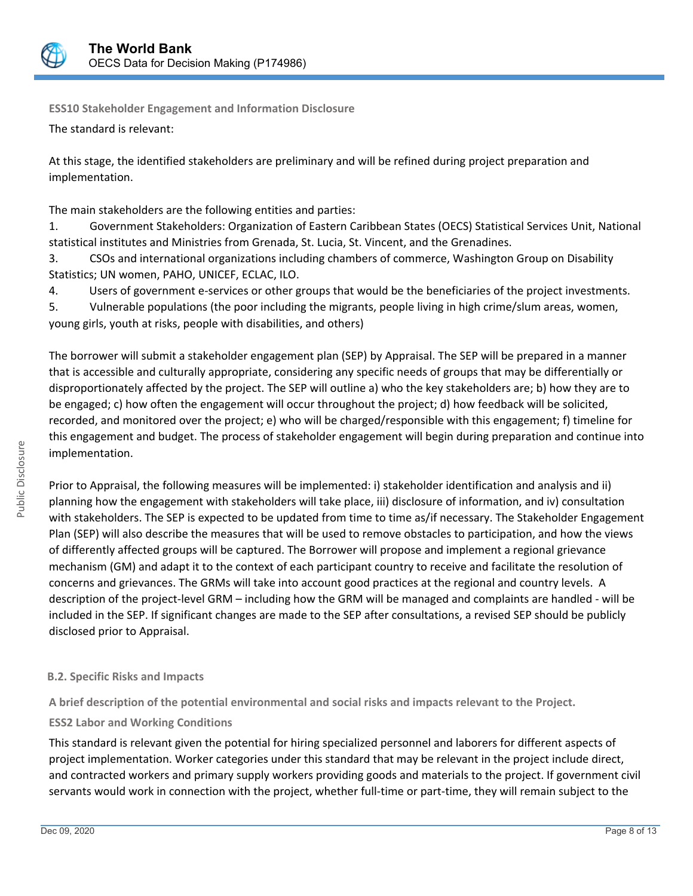**ESS10 Stakeholder Engagement and Information Disclosure**

The standard is relevant:

At this stage, the identified stakeholders are preliminary and will be refined during project preparation and implementation.

The main stakeholders are the following entities and parties:

1. Government Stakeholders: Organization of Eastern Caribbean States (OECS) Statistical Services Unit, National statistical institutes and Ministries from Grenada, St. Lucia, St. Vincent, and the Grenadines.
3. CSOs and international organizations including chambers of commerce, Washington Group on Disability Statistics; UN women, PAHO, UNICEF, ECLAC, ILO.
4. Users of government e-services or other groups that would be the beneficiaries of the project investments.
5. Vulnerable populations (the poor including the migrants, people living in high crime/slum areas, women, young girls, youth at risks, people with disabilities, and others)

The borrower will submit a stakeholder engagement plan (SEP) by Appraisal. The SEP will be prepared in a manner that is accessible and culturally appropriate, considering any specific needs of groups that may be differentially or disproportionately affected by the project. The SEP will outline a) who the key stakeholders are; b) how they are to be engaged; c) how often the engagement will occur throughout the project; d) how feedback will be solicited, recorded, and monitored over the project; e) who will be charged/responsible with this engagement; f) timeline for this engagement and budget. The process of stakeholder engagement will begin during preparation and continue into implementation.

Prior to Appraisal, the following measures will be implemented: i) stakeholder identification and analysis and ii) planning how the engagement with stakeholders will take place, iii) disclosure of information, and iv) consultation with stakeholders. The SEP is expected to be updated from time to time as/if necessary. The Stakeholder Engagement Plan (SEP) will also describe the measures that will be used to remove obstacles to participation, and how the views of differently affected groups will be captured. The Borrower will propose and implement a regional grievance mechanism (GM) and adapt it to the context of each participant country to receive and facilitate the resolution of concerns and grievances. The GRMs will take into account good practices at the regional and country levels. A description of the project-level GRM – including how the GRM will be managed and complaints are handled - will be included in the SEP. If significant changes are made to the SEP after consultations, a revised SEP should be publicly disclosed prior to Appraisal.

**B.2. Specific Risks and Impacts**

**A brief description of the potential environmental and social risks and impacts relevant to the Project.**

**ESS2 Labor and Working Conditions**

This standard is relevant given the potential for hiring specialized personnel and laborers for different aspects of project implementation. Worker categories under this standard that may be relevant in the project include direct, and contracted workers and primary supply workers providing goods and materials to the project. If government civil servants would work in connection with the project, whether full-time or part-time, they will remain subject to the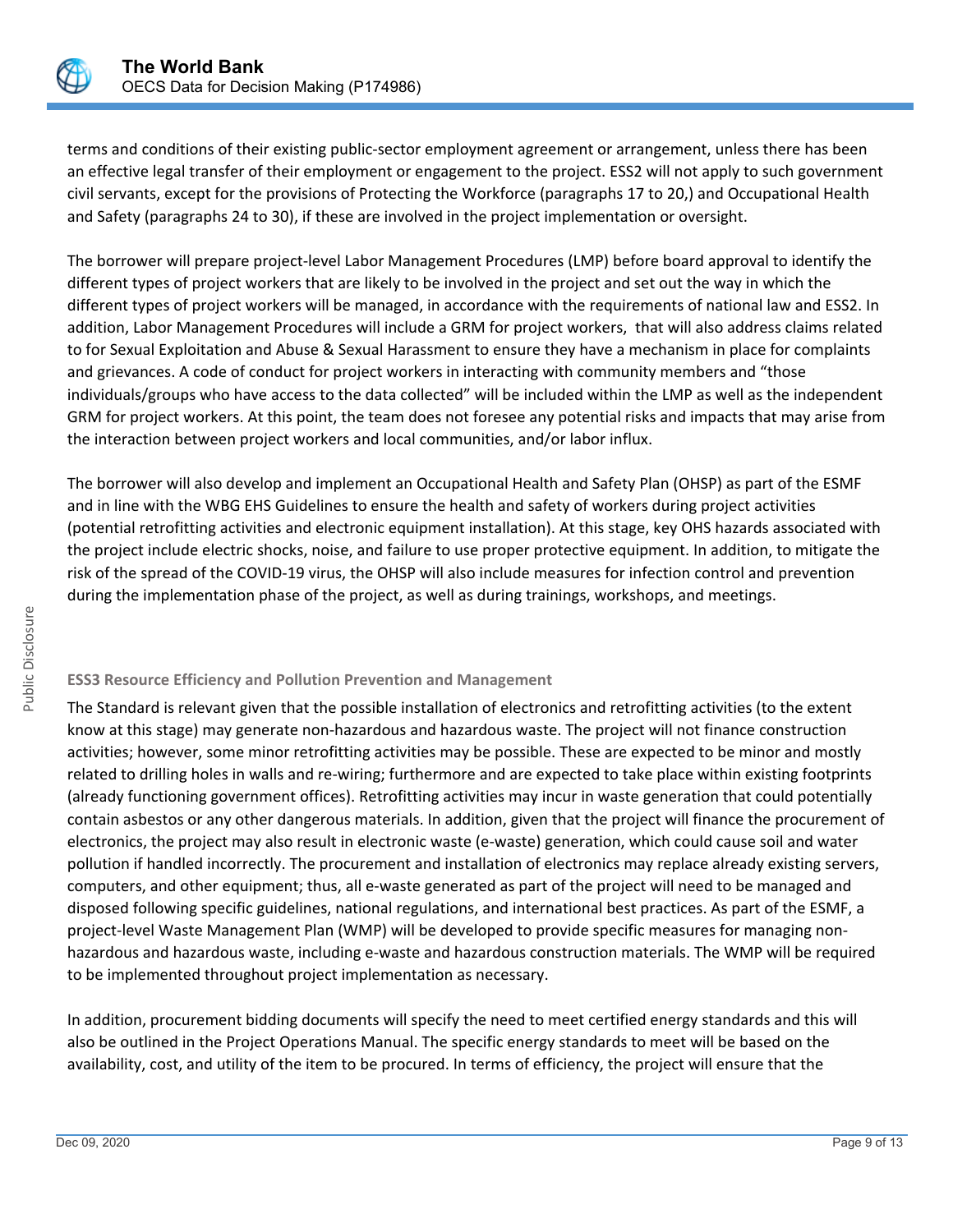terms and conditions of their existing public-sector employment agreement or arrangement, unless there has been an effective legal transfer of their employment or engagement to the project. ESS2 will not apply to such government civil servants, except for the provisions of Protecting the Workforce (paragraphs 17 to 20,) and Occupational Health and Safety (paragraphs 24 to 30), if these are involved in the project implementation or oversight.

The borrower will prepare project-level Labor Management Procedures (LMP) before board approval to identify the different types of project workers that are likely to be involved in the project and set out the way in which the different types of project workers will be managed, in accordance with the requirements of national law and ESS2. In addition, Labor Management Procedures will include a GRM for project workers, that will also address claims related to for Sexual Exploitation and Abuse & Sexual Harassment to ensure they have a mechanism in place for complaints and grievances. A code of conduct for project workers in interacting with community members and "those individuals/groups who have access to the data collected" will be included within the LMP as well as the independent GRM for project workers. At this point, the team does not foresee any potential risks and impacts that may arise from the interaction between project workers and local communities, and/or labor influx.

The borrower will also develop and implement an Occupational Health and Safety Plan (OHSP) as part of the ESMF and in line with the WBG EHS Guidelines to ensure the health and safety of workers during project activities (potential retrofitting activities and electronic equipment installation). At this stage, key OHS hazards associated with the project include electric shocks, noise, and failure to use proper protective equipment. In addition, to mitigate the risk of the spread of the COVID-19 virus, the OHSP will also include measures for infection control and prevention during the implementation phase of the project, as well as during trainings, workshops, and meetings.

**ESS3 Resource Efficiency and Pollution Prevention and Management**

The Standard is relevant given that the possible installation of electronics and retrofitting activities (to the extent know at this stage) may generate non-hazardous and hazardous waste. The project will not finance construction activities; however, some minor retrofitting activities may be possible. These are expected to be minor and mostly related to drilling holes in walls and re-wiring; furthermore and are expected to take place within existing footprints (already functioning government offices). Retrofitting activities may incur in waste generation that could potentially contain asbestos or any other dangerous materials. In addition, given that the project will finance the procurement of electronics, the project may also result in electronic waste (e-waste) generation, which could cause soil and water pollution if handled incorrectly. The procurement and installation of electronics may replace already existing servers, computers, and other equipment; thus, all e-waste generated as part of the project will need to be managed and disposed following specific guidelines, national regulations, and international best practices. As part of the ESMF, a project-level Waste Management Plan (WMP) will be developed to provide specific measures for managing non-hazardous and hazardous waste, including e-waste and hazardous construction materials. The WMP will be required to be implemented throughout project implementation as necessary.

In addition, procurement bidding documents will specify the need to meet certified energy standards and this will also be outlined in the Project Operations Manual. The specific energy standards to meet will be based on the availability, cost, and utility of the item to be procured. In terms of efficiency, the project will ensure that the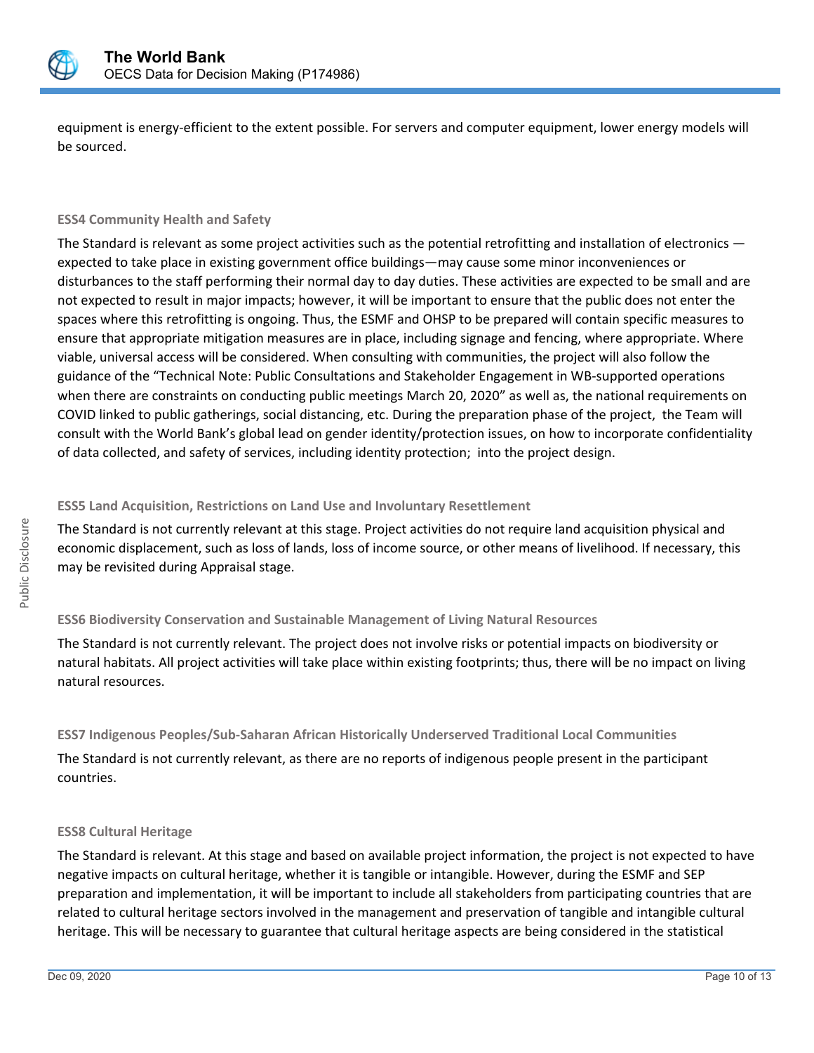equipment is energy-efficient to the extent possible. For servers and computer equipment, lower energy models will be sourced.

#### ESS4 Community Health and Safety

The Standard is relevant as some project activities such as the potential retrofitting and installation of electronics —expected to take place in existing government office buildings—may cause some minor inconveniences or disturbances to the staff performing their normal day to day duties. These activities are expected to be small and are not expected to result in major impacts; however, it will be important to ensure that the public does not enter the spaces where this retrofitting is ongoing. Thus, the ESMF and OHSP to be prepared will contain specific measures to ensure that appropriate mitigation measures are in place, including signage and fencing, where appropriate. Where viable, universal access will be considered. When consulting with communities, the project will also follow the guidance of the "Technical Note: Public Consultations and Stakeholder Engagement in WB-supported operations when there are constraints on conducting public meetings March 20, 2020" as well as, the national requirements on COVID linked to public gatherings, social distancing, etc. During the preparation phase of the project, the Team will consult with the World Bank's global lead on gender identity/protection issues, on how to incorporate confidentiality of data collected, and safety of services, including identity protection; into the project design.

#### ESS5 Land Acquisition, Restrictions on Land Use and Involuntary Resettlement

The Standard is not currently relevant at this stage. Project activities do not require land acquisition physical and economic displacement, such as loss of lands, loss of income source, or other means of livelihood. If necessary, this may be revisited during Appraisal stage.

#### ESS6 Biodiversity Conservation and Sustainable Management of Living Natural Resources

The Standard is not currently relevant. The project does not involve risks or potential impacts on biodiversity or natural habitats. All project activities will take place within existing footprints; thus, there will be no impact on living natural resources.

#### ESS7 Indigenous Peoples/Sub-Saharan African Historically Underserved Traditional Local Communities

The Standard is not currently relevant, as there are no reports of indigenous people present in the participant countries.

#### ESS8 Cultural Heritage

The Standard is relevant. At this stage and based on available project information, the project is not expected to have negative impacts on cultural heritage, whether it is tangible or intangible. However, during the ESMF and SEP preparation and implementation, it will be important to include all stakeholders from participating countries that are related to cultural heritage sectors involved in the management and preservation of tangible and intangible cultural heritage. This will be necessary to guarantee that cultural heritage aspects are being considered in the statistical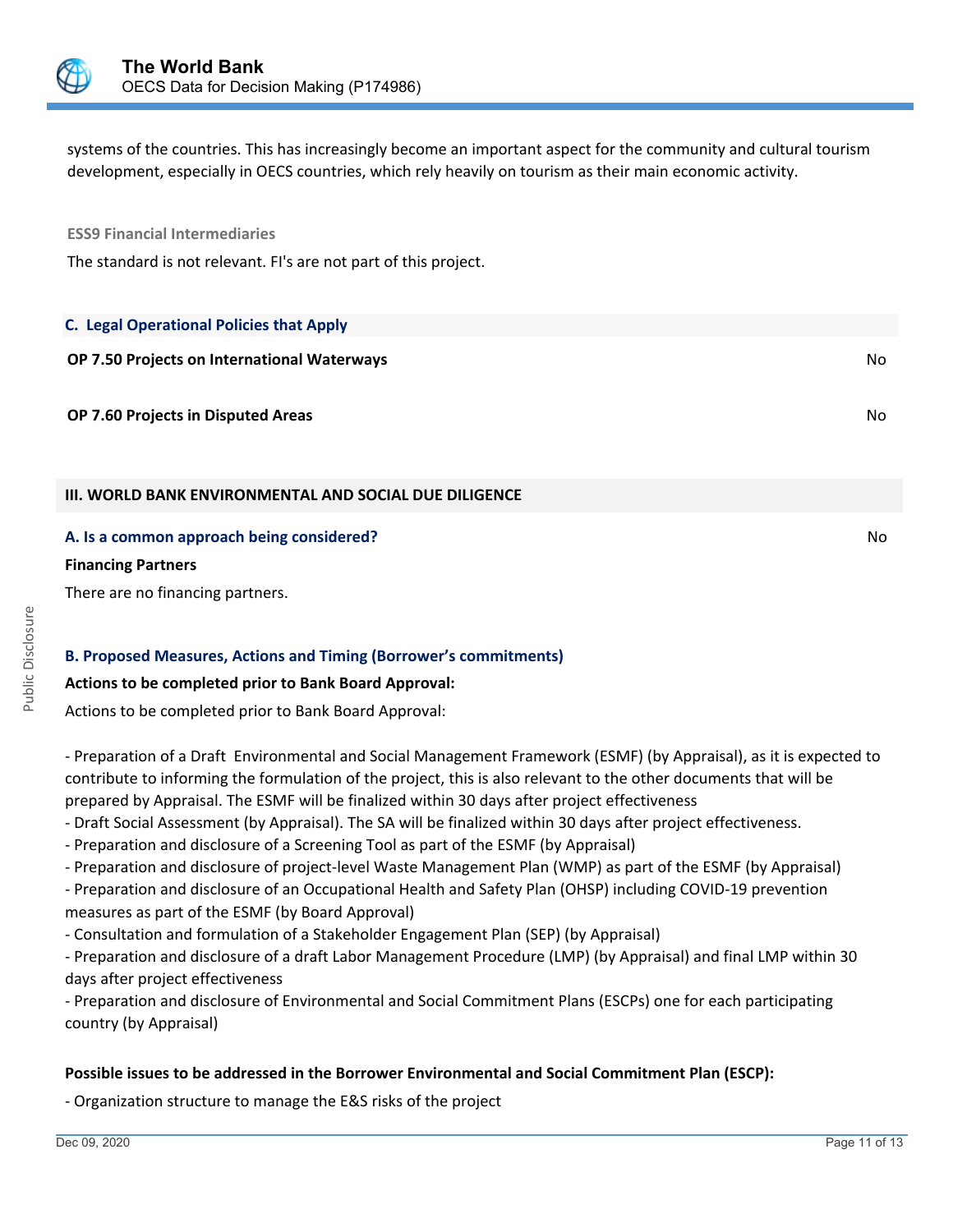systems of the countries. This has increasingly become an important aspect for the community and cultural tourism development, especially in OECS countries, which rely heavily on tourism as their main economic activity.

**ESS9 Financial Intermediaries**

The standard is not relevant. FI's are not part of this project.

### C. Legal Operational Policies that Apply

| | |
|---|---|
| **OP 7.50 Projects on International Waterways** | No |
| **OP 7.60 Projects in Disputed Areas** | No |

## III. WORLD BANK ENVIRONMENTAL AND SOCIAL DUE DILIGENCE

### A. Is a common approach being considered?

No

**Financing Partners**

There are no financing partners.

### B. Proposed Measures, Actions and Timing (Borrower's commitments)

**Actions to be completed prior to Bank Board Approval:**

Actions to be completed prior to Bank Board Approval:

- Preparation of a Draft Environmental and Social Management Framework (ESMF) (by Appraisal), as it is expected to contribute to informing the formulation of the project, this is also relevant to the other documents that will be prepared by Appraisal. The ESMF will be finalized within 30 days after project effectiveness
- Draft Social Assessment (by Appraisal). The SA will be finalized within 30 days after project effectiveness.
- Preparation and disclosure of a Screening Tool as part of the ESMF (by Appraisal)
- Preparation and disclosure of project-level Waste Management Plan (WMP) as part of the ESMF (by Appraisal)
- Preparation and disclosure of an Occupational Health and Safety Plan (OHSP) including COVID-19 prevention measures as part of the ESMF (by Board Approval)
- Consultation and formulation of a Stakeholder Engagement Plan (SEP) (by Appraisal)
- Preparation and disclosure of a draft Labor Management Procedure (LMP) (by Appraisal) and final LMP within 30 days after project effectiveness
- Preparation and disclosure of Environmental and Social Commitment Plans (ESCPs) one for each participating country (by Appraisal)

**Possible issues to be addressed in the Borrower Environmental and Social Commitment Plan (ESCP):**

- Organization structure to manage the E&S risks of the project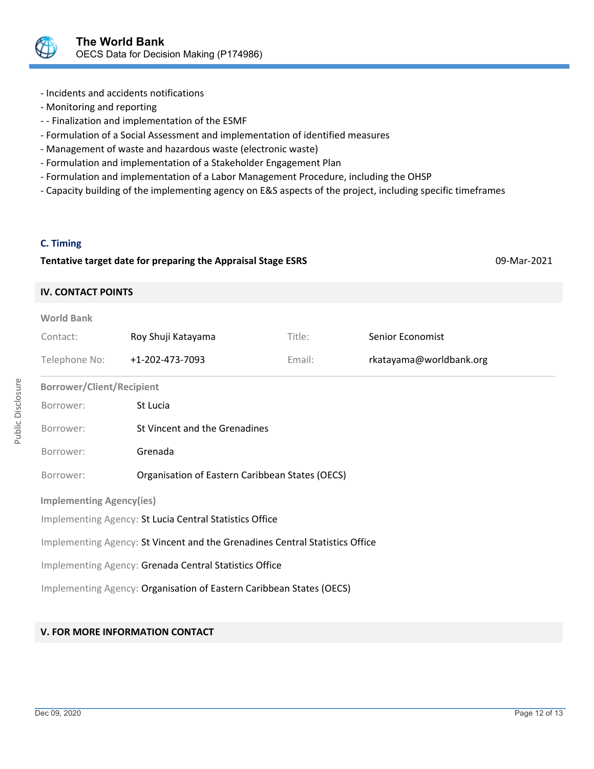- Incidents and accidents notifications
- Monitoring and reporting
- - Finalization and implementation of the ESMF
- Formulation of a Social Assessment and implementation of identified measures
- Management of waste and hazardous waste (electronic waste)
- Formulation and implementation of a Stakeholder Engagement Plan
- Formulation and implementation of a Labor Management Procedure, including the OHSP
- Capacity building of the implementing agency on E&S aspects of the project, including specific timeframes

### C. Timing

**Tentative target date for preparing the Appraisal Stage ESRS** 09-Mar-2021

## IV. CONTACT POINTS

**World Bank**

| | | | |
|---|---|---|---|
| Contact: | Roy Shuji Katayama | Title: | Senior Economist |
| Telephone No: | +1-202-473-7093 | Email: | rkatayama@worldbank.org |

**Borrower/Client/Recipient**

Borrower: St Lucia

Borrower: St Vincent and the Grenadines

Borrower: Grenada

Borrower: Organisation of Eastern Caribbean States (OECS)

**Implementing Agency(ies)**

Implementing Agency: St Lucia Central Statistics Office

Implementing Agency: St Vincent and the Grenadines Central Statistics Office

Implementing Agency: Grenada Central Statistics Office

Implementing Agency: Organisation of Eastern Caribbean States (OECS)

## V. FOR MORE INFORMATION CONTACT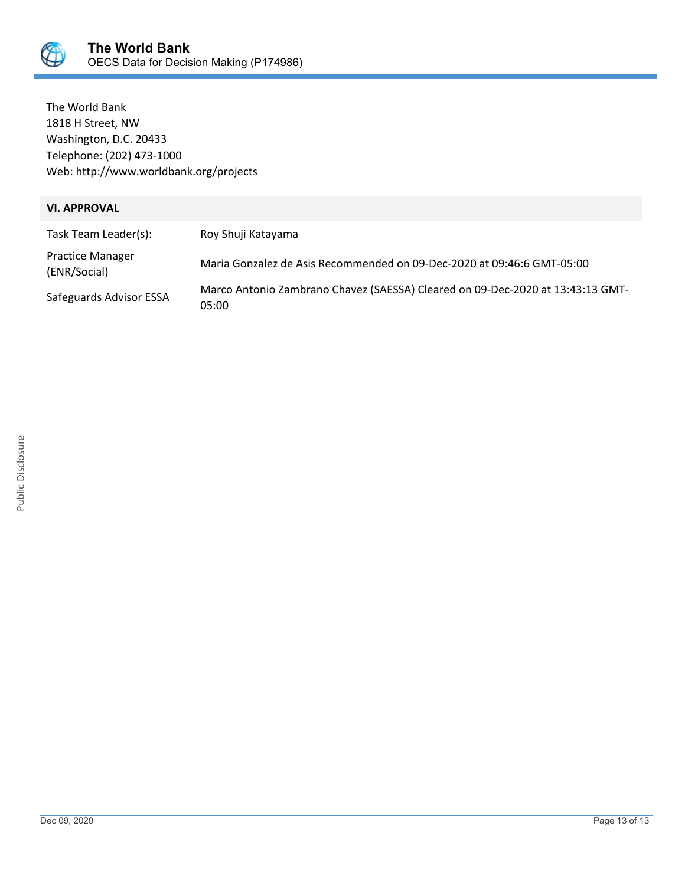The World Bank
1818 H Street, NW
Washington, D.C. 20433
Telephone: (202) 473-1000
Web: http://www.worldbank.org/projects

## VI. APPROVAL

| | |
|---|---|
| Task Team Leader(s): | Roy Shuji Katayama |
| Practice Manager (ENR/Social) | Maria Gonzalez de Asis Recommended on 09-Dec-2020 at 09:46:6 GMT-05:00 |
| Safeguards Advisor ESSA | Marco Antonio Zambrano Chavez (SAESSA) Cleared on 09-Dec-2020 at 13:43:13 GMT-05:00 |